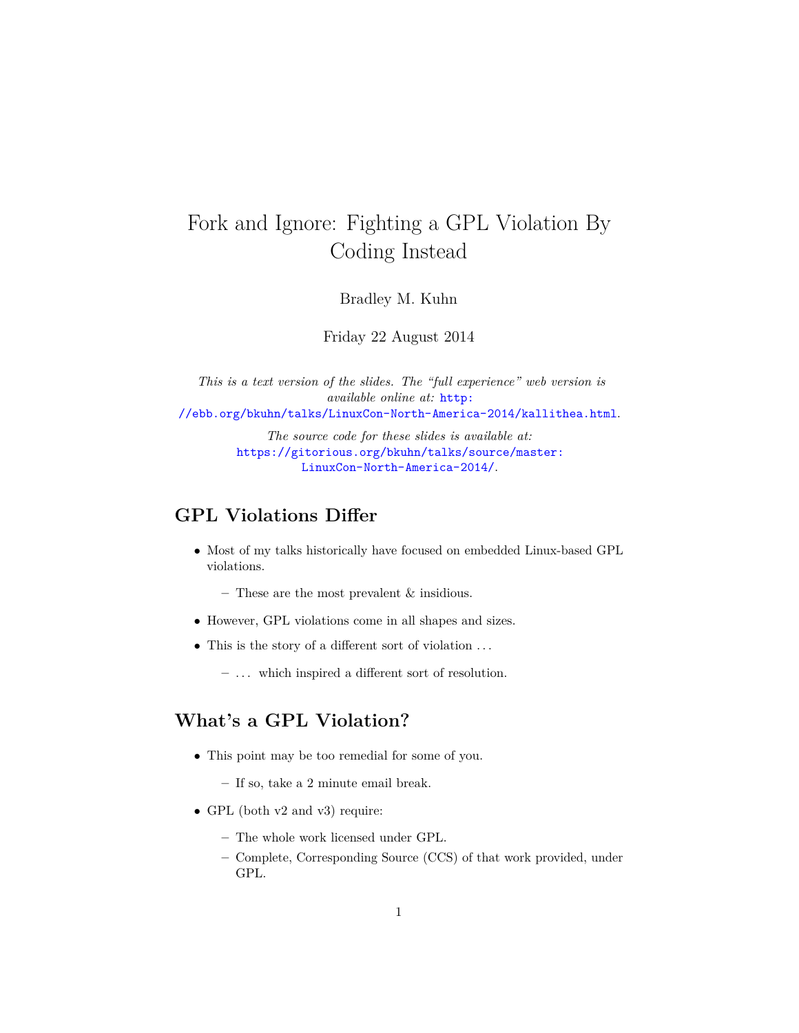# Fork and Ignore: Fighting a GPL Violation By Coding Instead

Bradley M. Kuhn

Friday 22 August 2014

*This is a text version of the slides. The "full experience" web version is available online at:* http://ebb.org/bkuhn/talks/LinuxCon-North-America-2014/kallithea.html.

*The source code for these slides is available at:* https://gitorious.org/bkuhn/talks/source/master:LinuxCon-North-America-2014/.

## GPL Violations Differ

- Most of my talks historically have focused on embedded Linux-based GPL violations.
  - These are the most prevalent & insidious.
- However, GPL violations come in all shapes and sizes.
- This is the story of a different sort of violation ...
  - ... which inspired a different sort of resolution.

## What's a GPL Violation?

- This point may be too remedial for some of you.
  - If so, take a 2 minute email break.
- GPL (both v2 and v3) require:
  - The whole work licensed under GPL.
  - Complete, Corresponding Source (CCS) of that work provided, under GPL.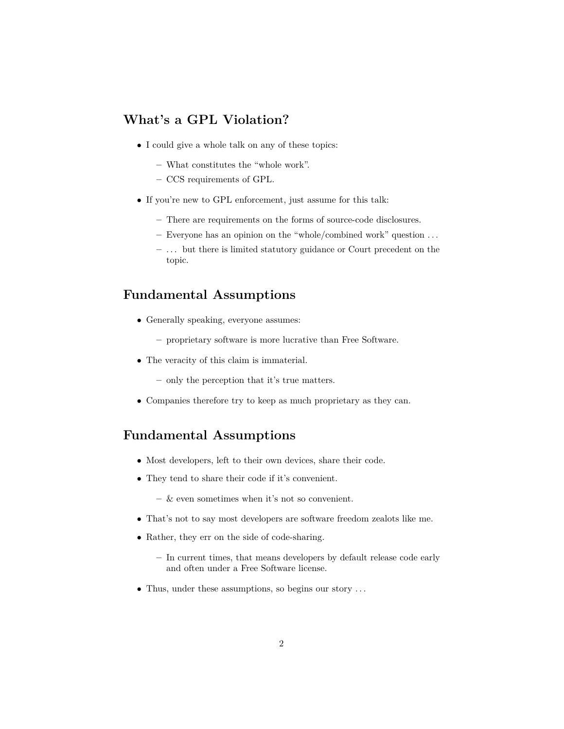## What's a GPL Violation?

- I could give a whole talk on any of these topics:
  - What constitutes the "whole work".
  - CCS requirements of GPL.
- If you're new to GPL enforcement, just assume for this talk:
  - There are requirements on the forms of source-code disclosures.
  - Everyone has an opinion on the "whole/combined work" question ...
  - ... but there is limited statutory guidance or Court precedent on the topic.

## Fundamental Assumptions

- Generally speaking, everyone assumes:
  - proprietary software is more lucrative than Free Software.
- The veracity of this claim is immaterial.
  - only the perception that it's true matters.
- Companies therefore try to keep as much proprietary as they can.

## Fundamental Assumptions

- Most developers, left to their own devices, share their code.
- They tend to share their code if it's convenient.
  - & even sometimes when it's not so convenient.
- That's not to say most developers are software freedom zealots like me.
- Rather, they err on the side of code-sharing.
  - In current times, that means developers by default release code early and often under a Free Software license.
- Thus, under these assumptions, so begins our story ...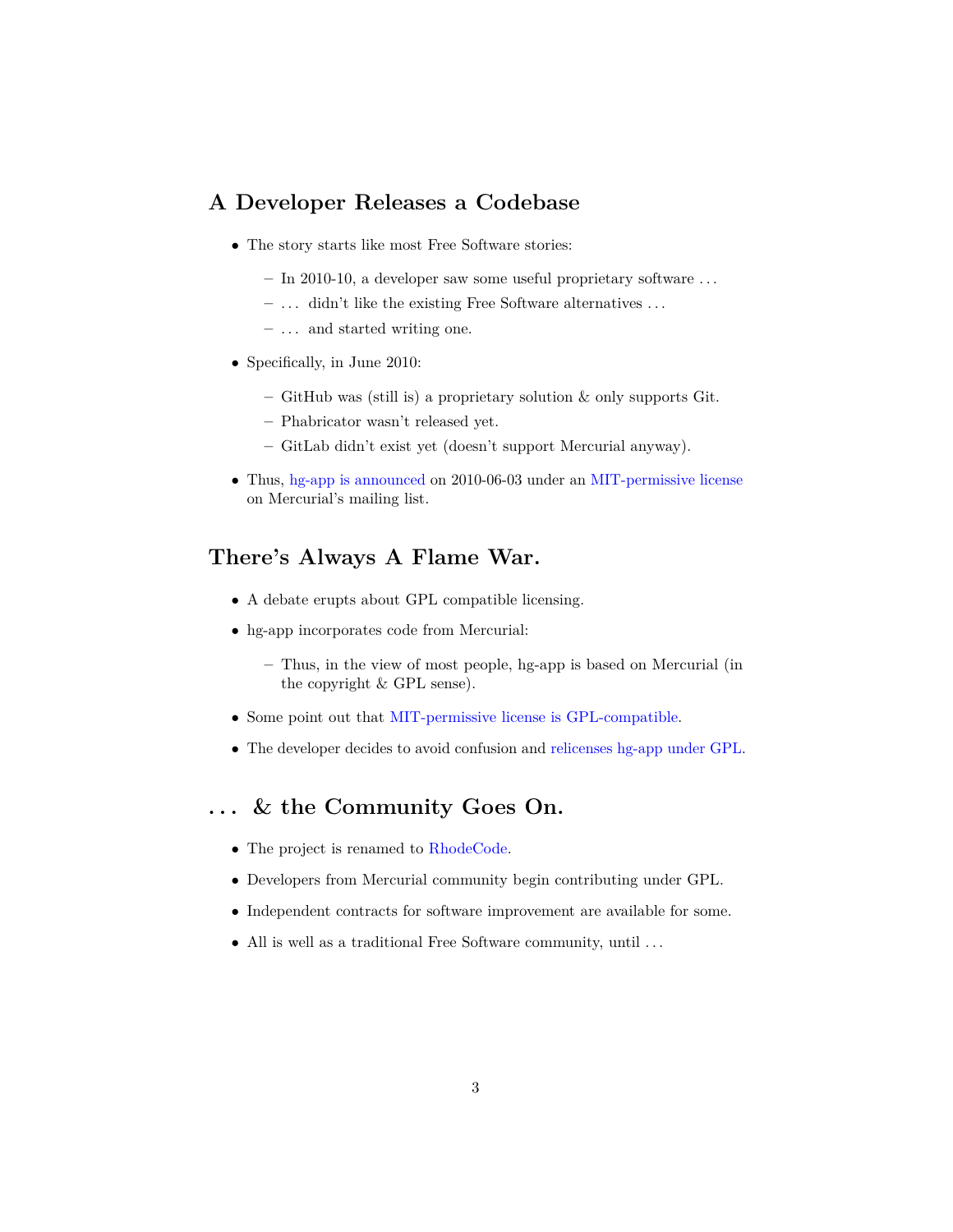## A Developer Releases a Codebase

- The story starts like most Free Software stories:
  - In 2010-10, a developer saw some useful proprietary software …
  - … didn't like the existing Free Software alternatives …
  - … and started writing one.
- Specifically, in June 2010:
  - GitHub was (still is) a proprietary solution & only supports Git.
  - Phabricator wasn't released yet.
  - GitLab didn't exist yet (doesn't support Mercurial anyway).
- Thus, hg-app is announced on 2010-06-03 under an MIT-permissive license on Mercurial's mailing list.

## There's Always A Flame War.

- A debate erupts about GPL compatible licensing.
- hg-app incorporates code from Mercurial:
  - Thus, in the view of most people, hg-app is based on Mercurial (in the copyright & GPL sense).
- Some point out that MIT-permissive license is GPL-compatible.
- The developer decides to avoid confusion and relicenses hg-app under GPL.

## … & the Community Goes On.

- The project is renamed to RhodeCode.
- Developers from Mercurial community begin contributing under GPL.
- Independent contracts for software improvement are available for some.
- All is well as a traditional Free Software community, until …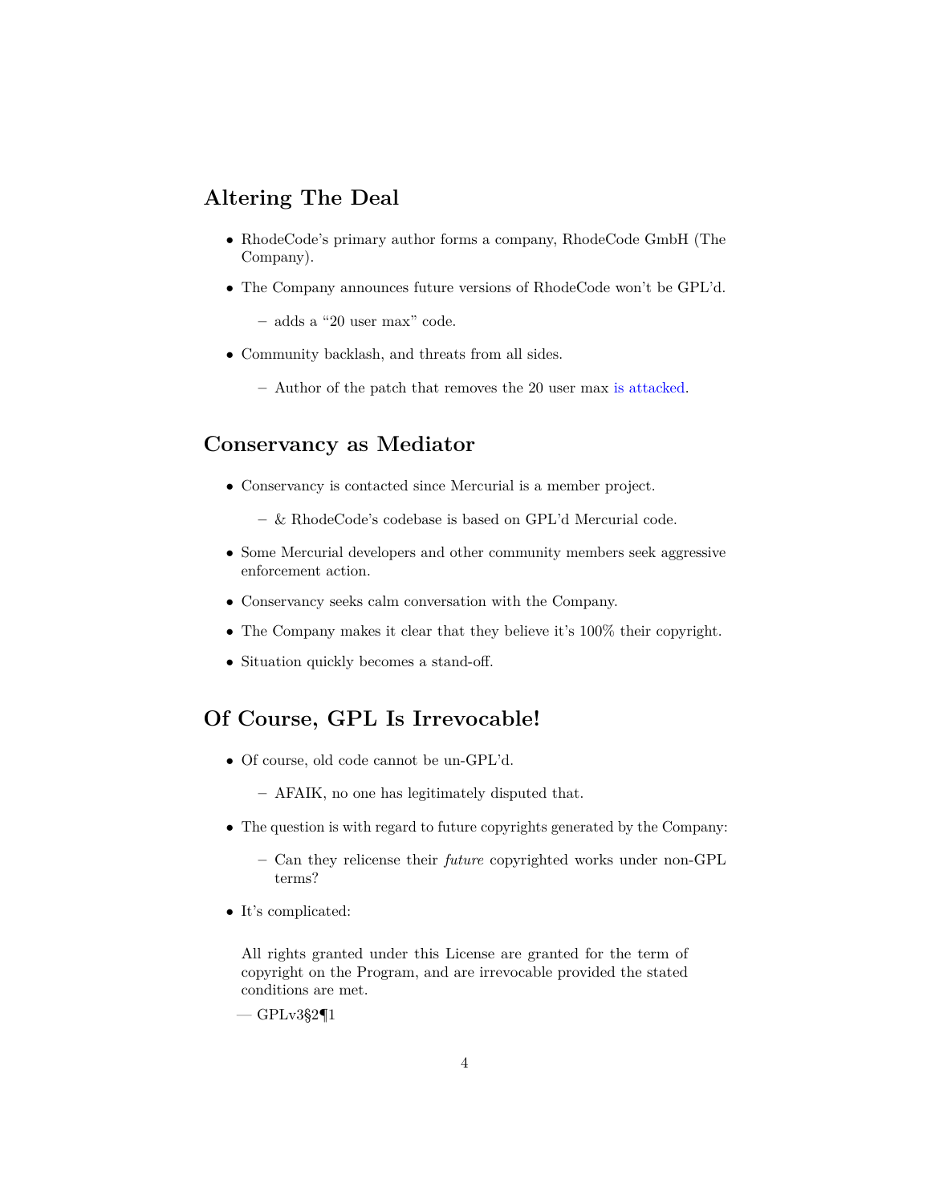## Altering The Deal

- RhodeCode's primary author forms a company, RhodeCode GmbH (The Company).
- The Company announces future versions of RhodeCode won't be GPL'd.
  - adds a "20 user max" code.
- Community backlash, and threats from all sides.
  - Author of the patch that removes the 20 user max is attacked.

## Conservancy as Mediator

- Conservancy is contacted since Mercurial is a member project.
  - & RhodeCode's codebase is based on GPL'd Mercurial code.
- Some Mercurial developers and other community members seek aggressive enforcement action.
- Conservancy seeks calm conversation with the Company.
- The Company makes it clear that they believe it's 100% their copyright.
- Situation quickly becomes a stand-off.

## Of Course, GPL Is Irrevocable!

- Of course, old code cannot be un-GPL'd.
  - AFAIK, no one has legitimately disputed that.
- The question is with regard to future copyrights generated by the Company:
  - Can they relicense their *future* copyrighted works under non-GPL terms?
- It's complicated:

> All rights granted under this License are granted for the term of copyright on the Program, and are irrevocable provided the stated conditions are met.
>
> — GPLv3§2¶1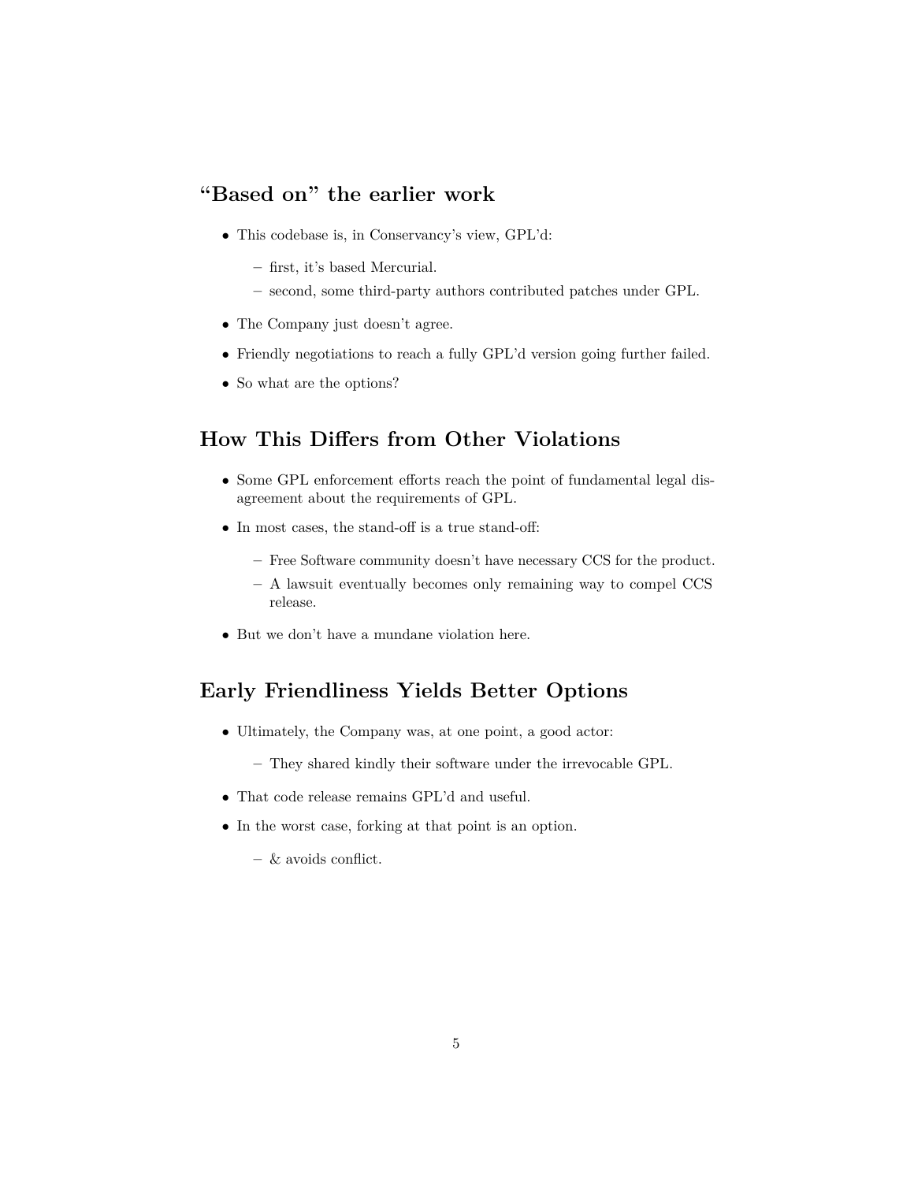## "Based on" the earlier work

- This codebase is, in Conservancy's view, GPL'd:
  - first, it's based Mercurial.
  - second, some third-party authors contributed patches under GPL.
- The Company just doesn't agree.
- Friendly negotiations to reach a fully GPL'd version going further failed.
- So what are the options?

## How This Differs from Other Violations

- Some GPL enforcement efforts reach the point of fundamental legal disagreement about the requirements of GPL.
- In most cases, the stand-off is a true stand-off:
  - Free Software community doesn't have necessary CCS for the product.
  - A lawsuit eventually becomes only remaining way to compel CCS release.
- But we don't have a mundane violation here.

## Early Friendliness Yields Better Options

- Ultimately, the Company was, at one point, a good actor:
  - They shared kindly their software under the irrevocable GPL.
- That code release remains GPL'd and useful.
- In the worst case, forking at that point is an option.
  - & avoids conflict.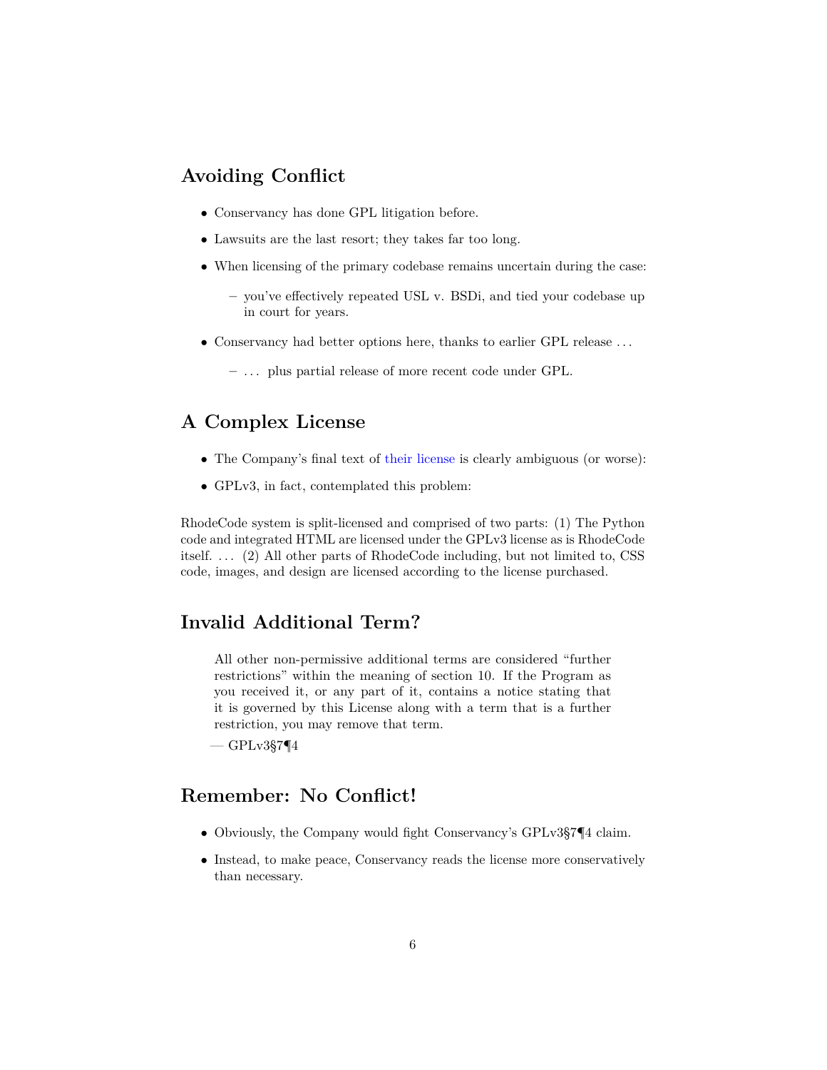## Avoiding Conflict

- Conservancy has done GPL litigation before.
- Lawsuits are the last resort; they takes far too long.
- When licensing of the primary codebase remains uncertain during the case:
  - you've effectively repeated USL v. BSDi, and tied your codebase up in court for years.
- Conservancy had better options here, thanks to earlier GPL release ...
  - ... plus partial release of more recent code under GPL.

## A Complex License

- The Company's final text of their license is clearly ambiguous (or worse):
- GPLv3, in fact, contemplated this problem:

RhodeCode system is split-licensed and comprised of two parts: (1) The Python code and integrated HTML are licensed under the GPLv3 license as is RhodeCode itself. ... (2) All other parts of RhodeCode including, but not limited to, CSS code, images, and design are licensed according to the license purchased.

## Invalid Additional Term?

> All other non-permissive additional terms are considered "further restrictions" within the meaning of section 10. If the Program as you received it, or any part of it, contains a notice stating that it is governed by this License along with a term that is a further restriction, you may remove that term.
>
> — GPLv3§7¶4

## Remember: No Conflict!

- Obviously, the Company would fight Conservancy's GPLv3§7¶4 claim.
- Instead, to make peace, Conservancy reads the license more conservatively than necessary.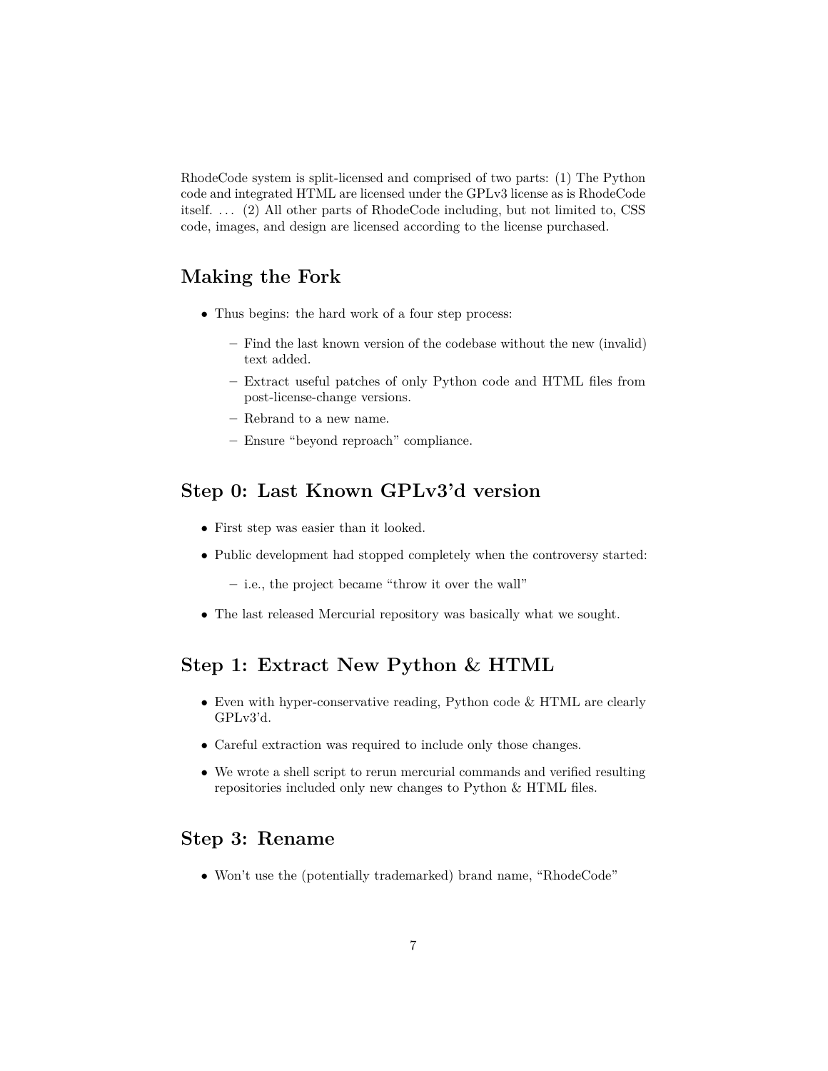RhodeCode system is split-licensed and comprised of two parts: (1) The Python code and integrated HTML are licensed under the GPLv3 license as is RhodeCode itself. . . . (2) All other parts of RhodeCode including, but not limited to, CSS code, images, and design are licensed according to the license purchased.

## Making the Fork

- Thus begins: the hard work of a four step process:
  - Find the last known version of the codebase without the new (invalid) text added.
  - Extract useful patches of only Python code and HTML files from post-license-change versions.
  - Rebrand to a new name.
  - Ensure "beyond reproach" compliance.

## Step 0: Last Known GPLv3'd version

- First step was easier than it looked.
- Public development had stopped completely when the controversy started:
  - i.e., the project became "throw it over the wall"
- The last released Mercurial repository was basically what we sought.

## Step 1: Extract New Python & HTML

- Even with hyper-conservative reading, Python code & HTML are clearly GPLv3'd.
- Careful extraction was required to include only those changes.
- We wrote a shell script to rerun mercurial commands and verified resulting repositories included only new changes to Python & HTML files.

## Step 3: Rename

- Won't use the (potentially trademarked) brand name, "RhodeCode"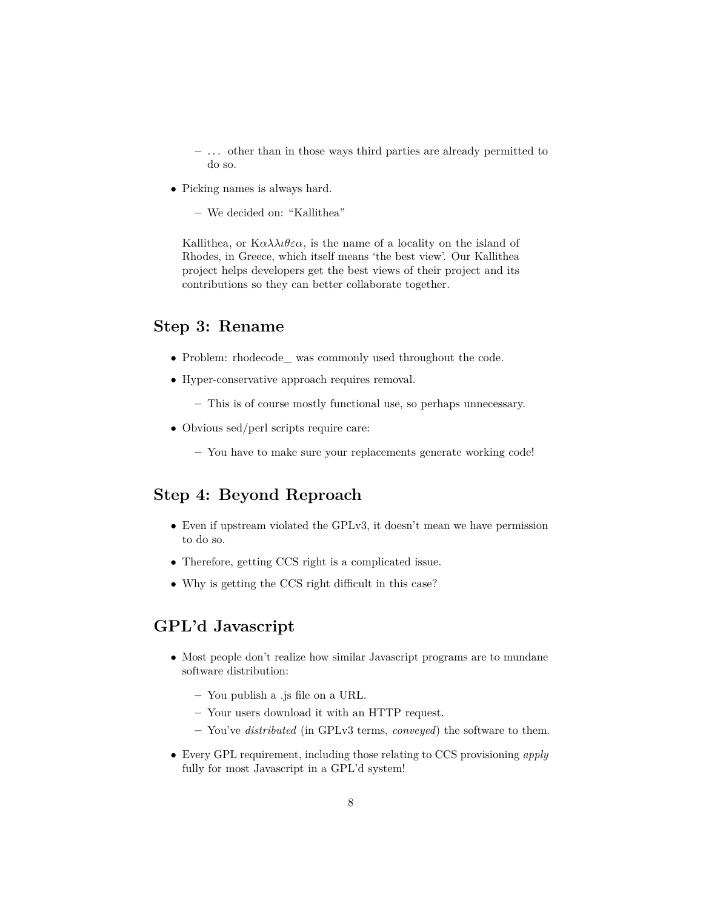- … other than in those ways third parties are already permitted to do so.

- Picking names is always hard.

  - We decided on: "Kallithea"

  Kallithea, or Καλλιθεα, is the name of a locality on the island of Rhodes, in Greece, which itself means 'the best view'. Our Kallithea project helps developers get the best views of their project and its contributions so they can better collaborate together.

## Step 3: Rename

- Problem: rhodecode_ was commonly used throughout the code.
- Hyper-conservative approach requires removal.
  - This is of course mostly functional use, so perhaps unnecessary.
- Obvious sed/perl scripts require care:
  - You have to make sure your replacements generate working code!

## Step 4: Beyond Reproach

- Even if upstream violated the GPLv3, it doesn't mean we have permission to do so.
- Therefore, getting CCS right is a complicated issue.
- Why is getting the CCS right difficult in this case?

## GPL'd Javascript

- Most people don't realize how similar Javascript programs are to mundane software distribution:
  - You publish a .js file on a URL.
  - Your users download it with an HTTP request.
  - You've *distributed* (in GPLv3 terms, *conveyed*) the software to them.
- Every GPL requirement, including those relating to CCS provisioning *apply* fully for most Javascript in a GPL'd system!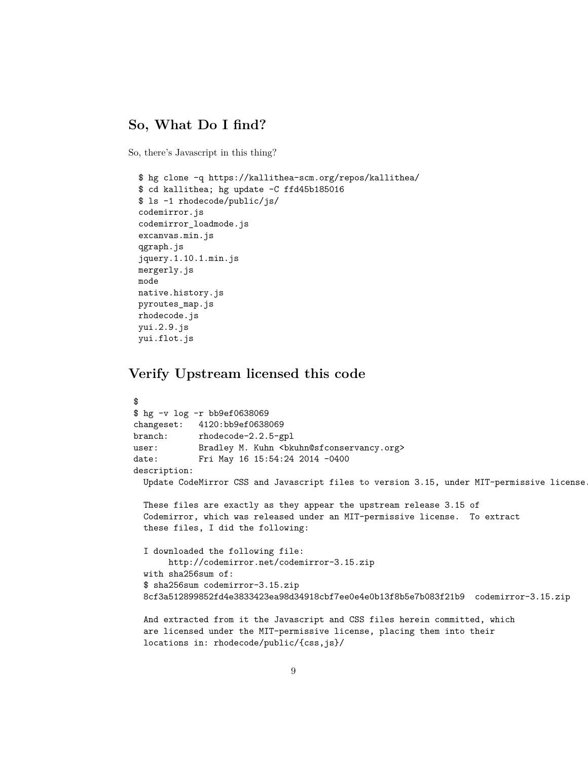## So, What Do I find?

So, there's Javascript in this thing?

```
$ hg clone -q https://kallithea-scm.org/repos/kallithea/
$ cd kallithea; hg update -C ffd45b185016
$ ls -1 rhodecode/public/js/
codemirror.js
codemirror_loadmode.js
excanvas.min.js
qgraph.js
jquery.1.10.1.min.js
mergerly.js
mode
native.history.js
pyroutes_map.js
rhodecode.js
yui.2.9.js
yui.flot.js
```

## Verify Upstream licensed this code

```
$
$ hg -v log -r bb9ef0638069
changeset:   4120:bb9ef0638069
branch:      rhodecode-2.2.5-gpl
user:        Bradley M. Kuhn <bkuhn@sfconservancy.org>
date:        Fri May 16 15:54:24 2014 -0400
description:
  Update CodeMirror CSS and Javascript files to version 3.15, under MIT-permissive license.

  These files are exactly as they appear the upstream release 3.15 of
  Codemirror, which was released under an MIT-permissive license.  To extract
  these files, I did the following:

  I downloaded the following file:
       http://codemirror.net/codemirror-3.15.zip
  with sha256sum of:
  $ sha256sum codemirror-3.15.zip
  8cf3a512899852fd4e3833423ea98d34918cbf7ee0e4e0b13f8b5e7b083f21b9  codemirror-3.15.zip

  And extracted from it the Javascript and CSS files herein committed, which
  are licensed under the MIT-permissive license, placing them into their
  locations in: rhodecode/public/{css,js}/
```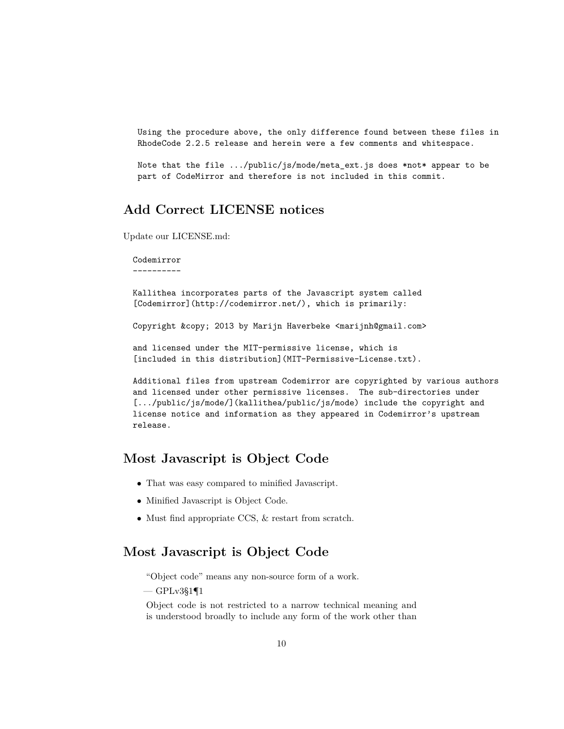```
Using the procedure above, the only difference found between these files in
RhodeCode 2.2.5 release and herein were a few comments and whitespace.

Note that the file .../public/js/mode/meta_ext.js does *not* appear to be
part of CodeMirror and therefore is not included in this commit.
```

## Add Correct LICENSE notices

Update our LICENSE.md:

```
Codemirror
----------

Kallithea incorporates parts of the Javascript system called
[Codemirror](http://codemirror.net/), which is primarily:

Copyright &copy; 2013 by Marijn Haverbeke <marijnh@gmail.com>

and licensed under the MIT-permissive license, which is
[included in this distribution](MIT-Permissive-License.txt).

Additional files from upstream Codemirror are copyrighted by various authors
and licensed under other permissive licenses.  The sub-directories under
[.../public/js/mode/](kallithea/public/js/mode) include the copyright and
license notice and information as they appeared in Codemirror's upstream
release.
```

## Most Javascript is Object Code

- That was easy compared to minified Javascript.
- Minified Javascript is Object Code.
- Must find appropriate CCS, & restart from scratch.

## Most Javascript is Object Code

> "Object code" means any non-source form of a work.
>
> — GPLv3§1¶1
>
> Object code is not restricted to a narrow technical meaning and is understood broadly to include any form of the work other than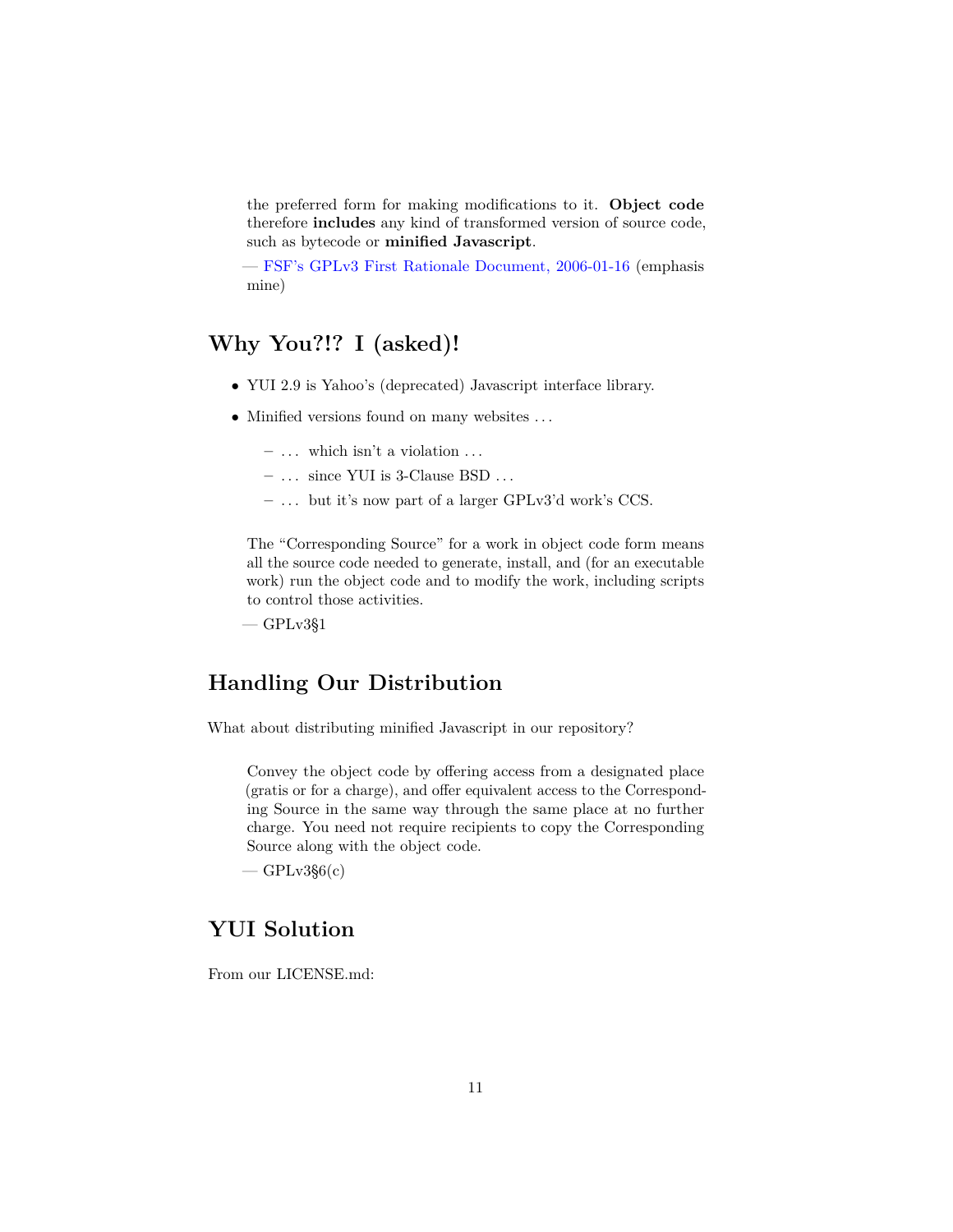> the preferred form for making modifications to it. **Object code** therefore **includes** any kind of transformed version of source code, such as bytecode or **minified Javascript**.
>
> — FSF's GPLv3 First Rationale Document, 2006-01-16 (emphasis mine)

## Why You?!? I (asked)!

- YUI 2.9 is Yahoo's (deprecated) Javascript interface library.
- Minified versions found on many websites …
  - … which isn't a violation …
  - … since YUI is 3-Clause BSD …
  - … but it's now part of a larger GPLv3'd work's CCS.

> The "Corresponding Source" for a work in object code form means all the source code needed to generate, install, and (for an executable work) run the object code and to modify the work, including scripts to control those activities.
>
> — GPLv3§1

## Handling Our Distribution

What about distributing minified Javascript in our repository?

> Convey the object code by offering access from a designated place (gratis or for a charge), and offer equivalent access to the Corresponding Source in the same way through the same place at no further charge. You need not require recipients to copy the Corresponding Source along with the object code.
>
> — GPLv3§6(c)

## YUI Solution

From our LICENSE.md: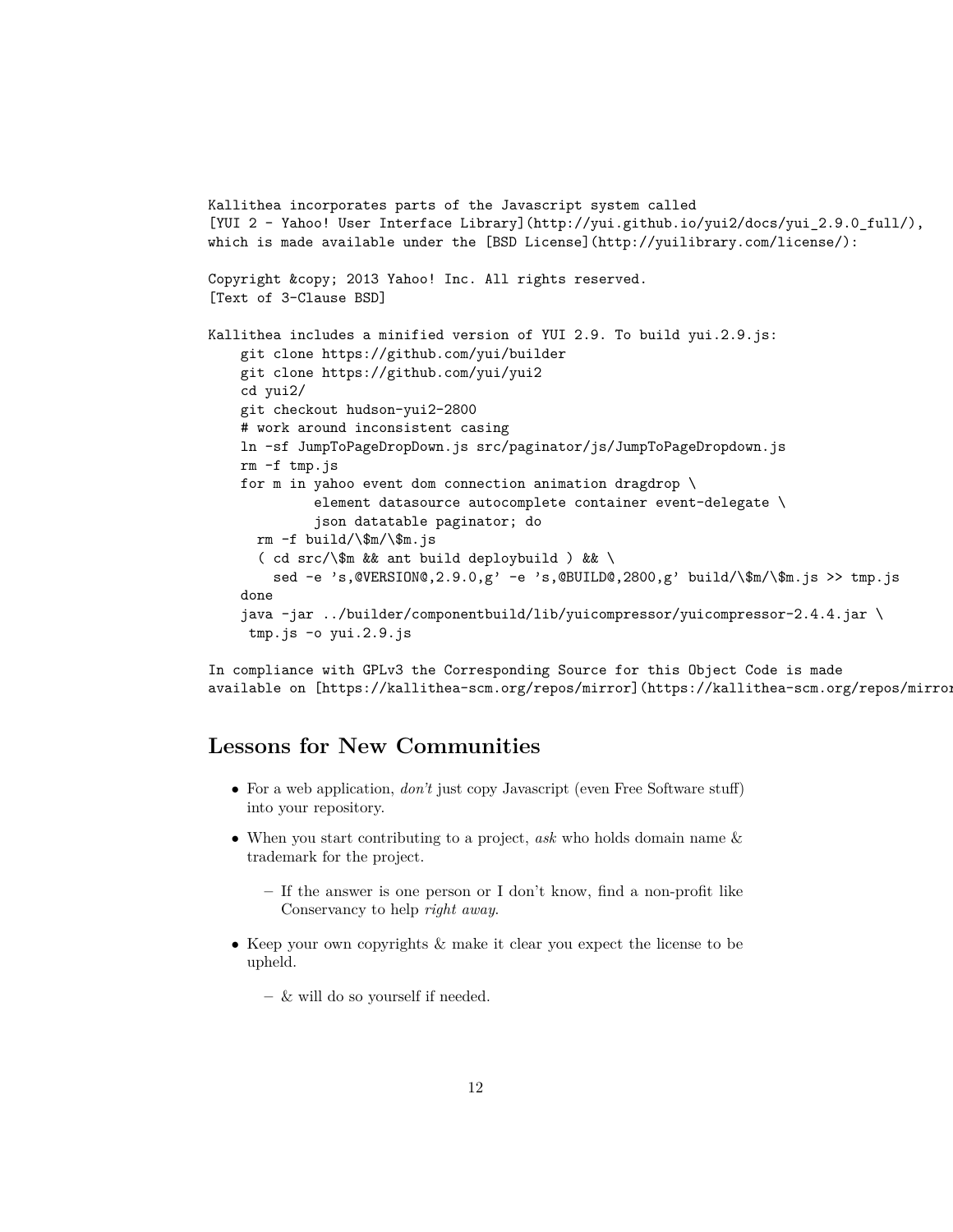```
Kallithea incorporates parts of the Javascript system called
[YUI 2 - Yahoo! User Interface Library](http://yui.github.io/yui2/docs/yui_2.9.0_full/),
which is made available under the [BSD License](http://yuilibrary.com/license/):

Copyright &copy; 2013 Yahoo! Inc. All rights reserved.
[Text of 3-Clause BSD]

Kallithea includes a minified version of YUI 2.9. To build yui.2.9.js:
    git clone https://github.com/yui/builder
    git clone https://github.com/yui/yui2
    cd yui2/
    git checkout hudson-yui2-2800
    # work around inconsistent casing
    ln -sf JumpToPageDropDown.js src/paginator/js/JumpToPageDropdown.js
    rm -f tmp.js
    for m in yahoo event dom connection animation dragdrop \
             element datasource autocomplete container event-delegate \
             json datatable paginator; do
      rm -f build/\$m/\$m.js
      ( cd src/\$m && ant build deploybuild ) && \
        sed -e 's,@VERSION@,2.9.0,g' -e 's,@BUILD@,2800,g' build/\$m/\$m.js >> tmp.js
    done
    java -jar ../builder/componentbuild/lib/yuicompressor/yuicompressor-2.4.4.jar \
     tmp.js -o yui.2.9.js

In compliance with GPLv3 the Corresponding Source for this Object Code is made
available on [https://kallithea-scm.org/repos/mirror](https://kallithea-scm.org/repos/mirror
```

## Lessons for New Communities

- For a web application, *don't* just copy Javascript (even Free Software stuff) into your repository.
- When you start contributing to a project, *ask* who holds domain name & trademark for the project.
  - If the answer is one person or I don't know, find a non-profit like Conservancy to help *right away*.
- Keep your own copyrights & make it clear you expect the license to be upheld.
  - & will do so yourself if needed.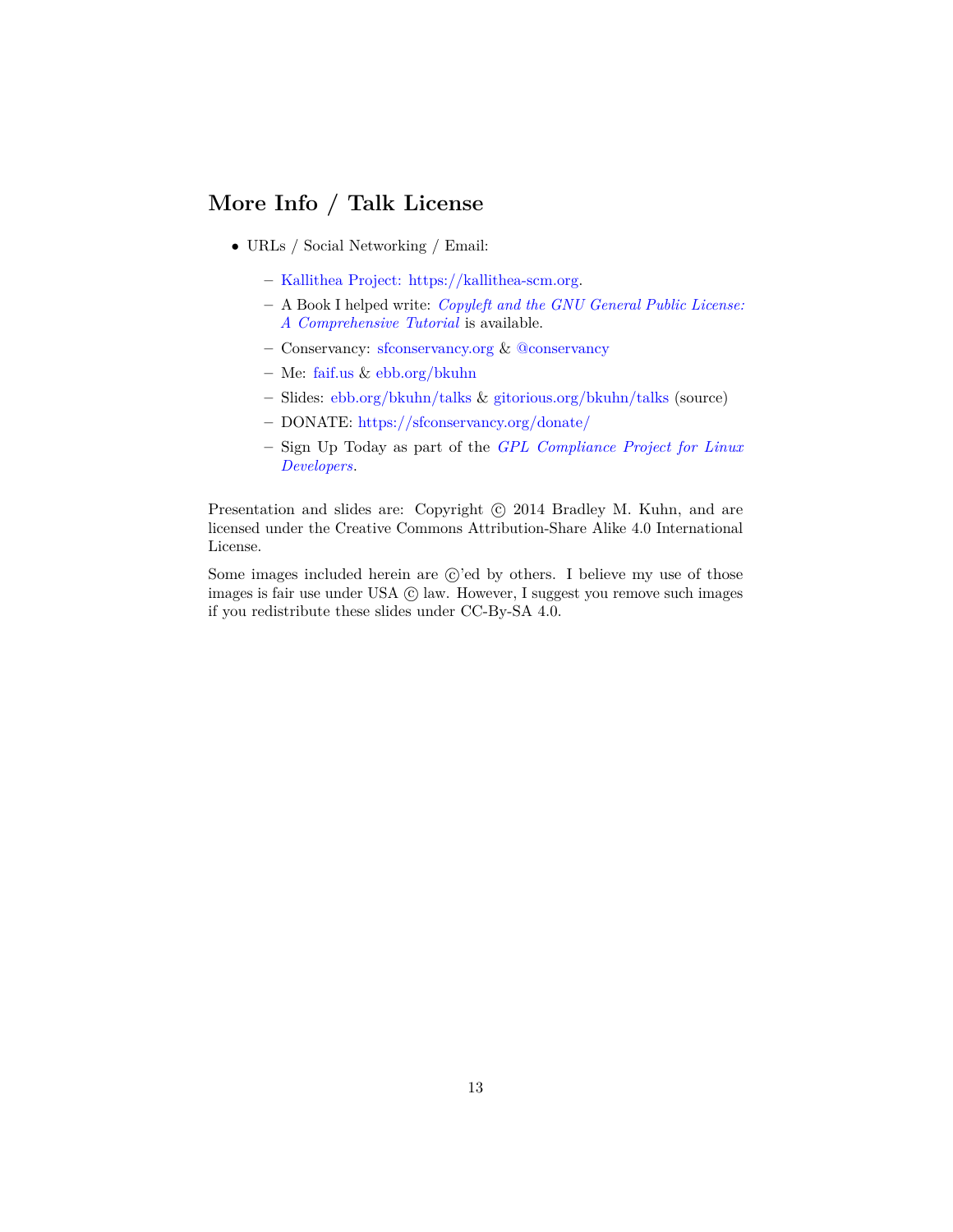## More Info / Talk License

- URLs / Social Networking / Email:
  - Kallithea Project: https://kallithea-scm.org.
  - A Book I helped write: *Copyleft and the GNU General Public License: A Comprehensive Tutorial* is available.
  - Conservancy: sfconservancy.org & @conservancy
  - Me: faif.us & ebb.org/bkuhn
  - Slides: ebb.org/bkuhn/talks & gitorious.org/bkuhn/talks (source)
  - DONATE: https://sfconservancy.org/donate/
  - Sign Up Today as part of the *GPL Compliance Project for Linux Developers*.

Presentation and slides are: Copyright © 2014 Bradley M. Kuhn, and are licensed under the Creative Commons Attribution-Share Alike 4.0 International License.

Some images included herein are ©'ed by others. I believe my use of those images is fair use under USA © law. However, I suggest you remove such images if you redistribute these slides under CC-By-SA 4.0.